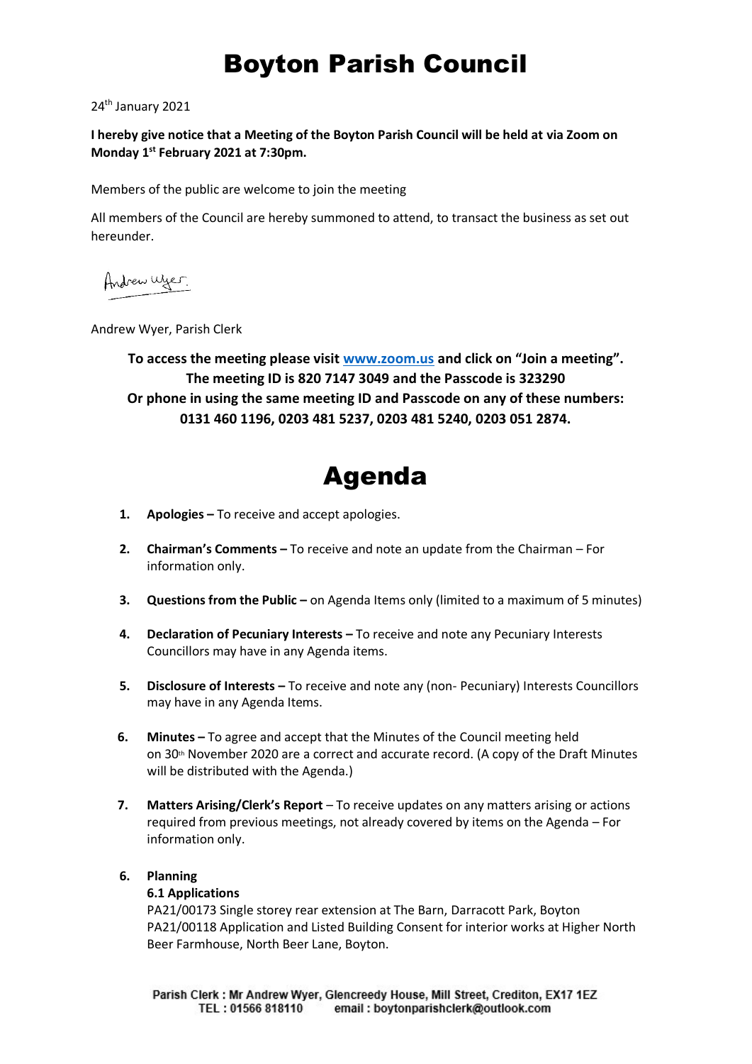# Boyton Parish Council

24th January 2021

**I hereby give notice that a Meeting of the Boyton Parish Council will be held at via Zoom on Monday 1st February 2021 at 7:30pm.**

Members of the public are welcome to join the meeting

All members of the Council are hereby summoned to attend, to transact the business as set out hereunder.

Andrew Wyer.

Andrew Wyer, Parish Clerk

**To access the meeting please visit www.zoom.us and click on "Join a meeting". The meeting ID is 820 7147 3049 and the Passcode is 323290 Or phone in using the same meeting ID and Passcode on any of these numbers: 0131 460 1196, 0203 481 5237, 0203 481 5240, 0203 051 2874.**

# Agenda

1. **Apologies –** To receive and accept apologies.

2. **Chairman's Comments –** To receive and note an update from the Chairman – For information only.

3. **Questions from the Public –** on Agenda Items only (limited to a maximum of 5 minutes)

4. **Declaration of Pecuniary Interests –** To receive and note any Pecuniary Interests Councillors may have in any Agenda items.

5. **Disclosure of Interests –** To receive and note any (non- Pecuniary) Interests Councillors may have in any Agenda Items.

6. **Minutes –** To agree and accept that the Minutes of the Council meeting held on 30th November 2020 are a correct and accurate record. (A copy of the Draft Minutes will be distributed with the Agenda.)

7. **Matters Arising/Clerk's Report** – To receive updates on any matters arising or actions required from previous meetings, not already covered by items on the Agenda – For information only.

6. **Planning**

   **6.1 Applications**

   PA21/00173 Single storey rear extension at The Barn, Darracott Park, Boyton
   PA21/00118 Application and Listed Building Consent for interior works at Higher North Beer Farmhouse, North Beer Lane, Boyton.

Parish Clerk : Mr Andrew Wyer, Glencreedy House, Mill Street, Crediton, EX17 1EZ
TEL : 01566 818110 email : boytonparishclerk@outlook.com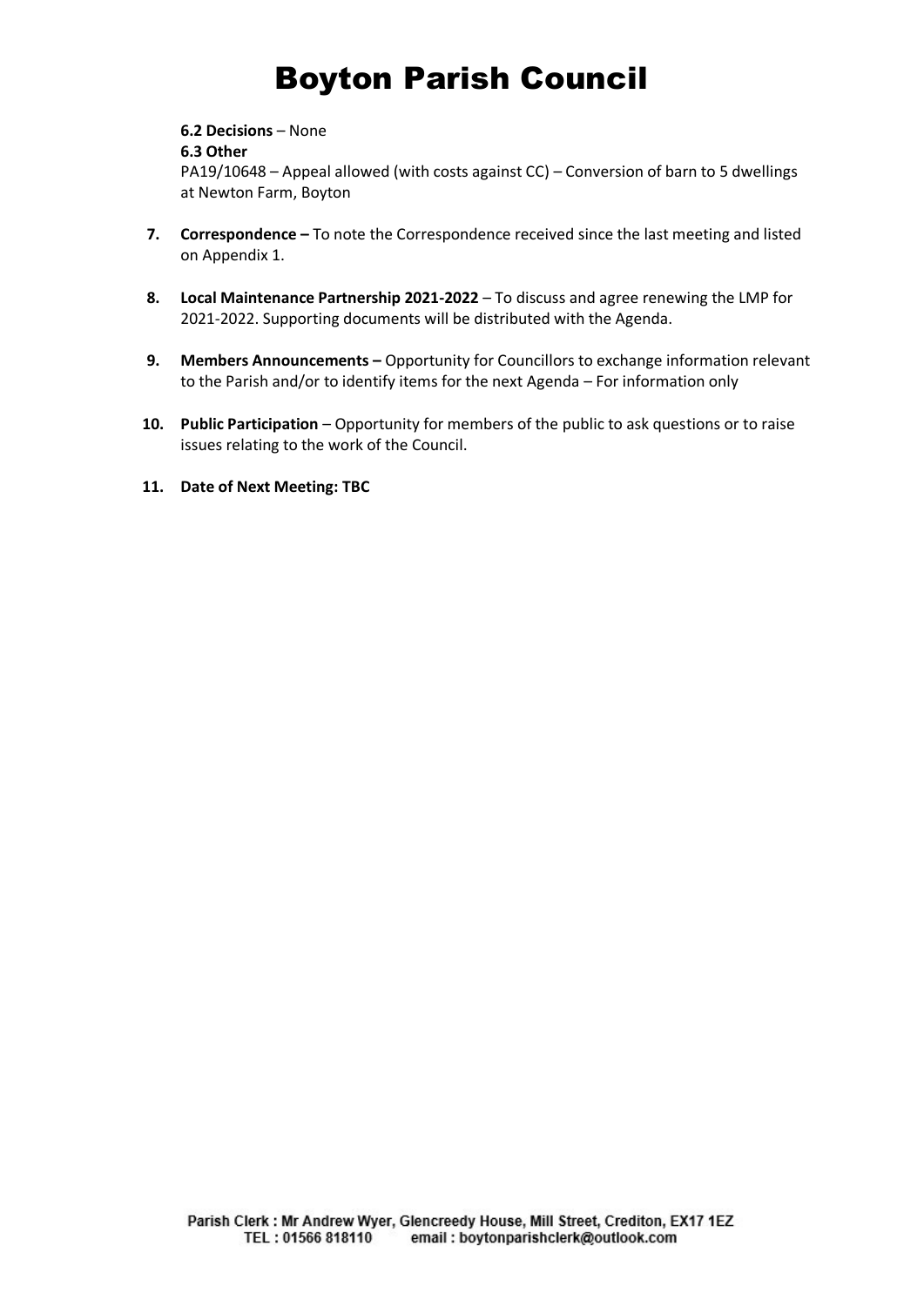**6.2 Decisions** – None

**6.3 Other**

PA19/10648 – Appeal allowed (with costs against CC) – Conversion of barn to 5 dwellings at Newton Farm, Boyton

7. **Correspondence –** To note the Correspondence received since the last meeting and listed on Appendix 1.

8. **Local Maintenance Partnership 2021-2022** – To discuss and agree renewing the LMP for 2021-2022. Supporting documents will be distributed with the Agenda.

9. **Members Announcements –** Opportunity for Councillors to exchange information relevant to the Parish and/or to identify items for the next Agenda – For information only

10. **Public Participation** – Opportunity for members of the public to ask questions or to raise issues relating to the work of the Council.

11. **Date of Next Meeting: TBC**